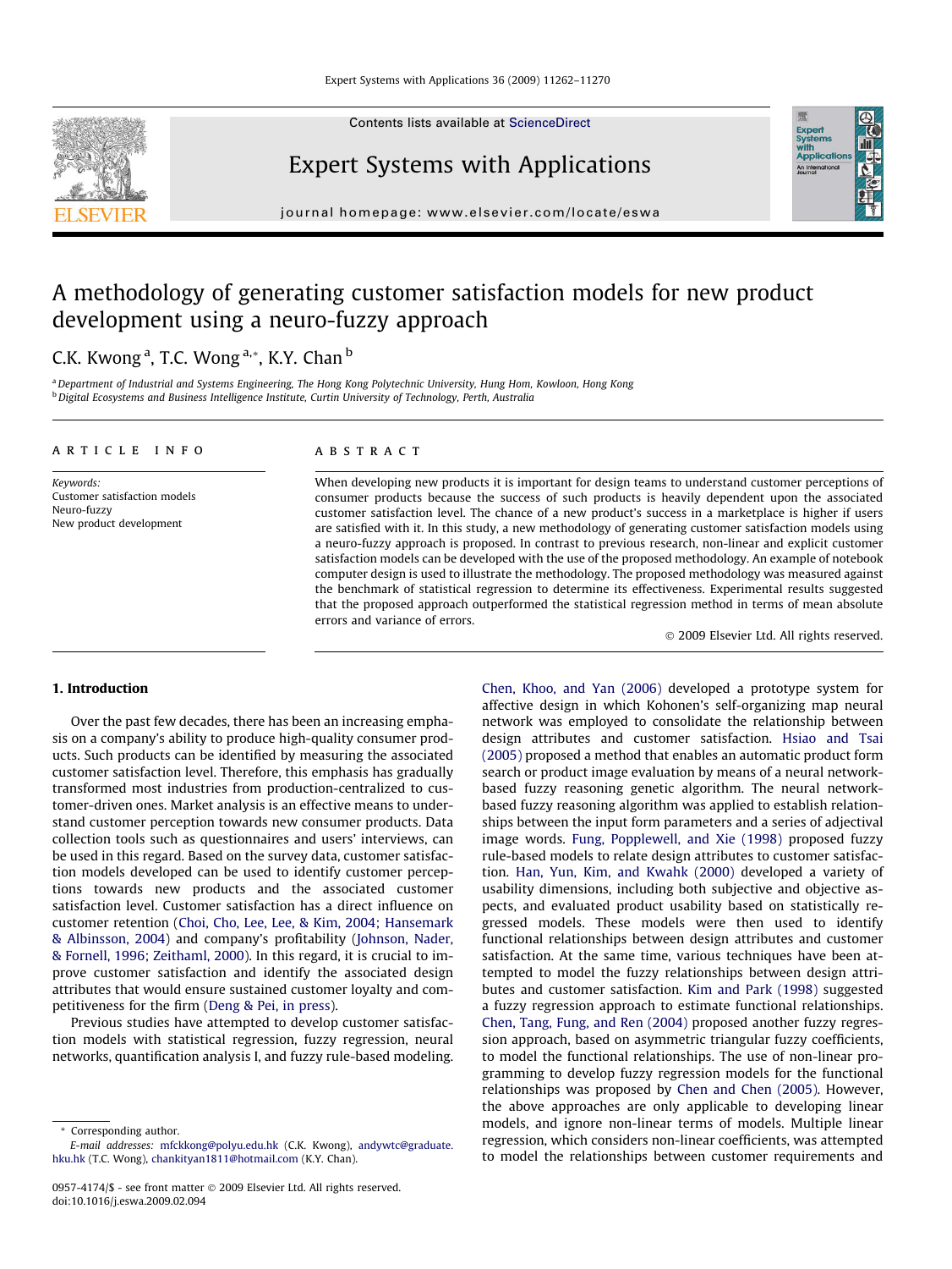Contents lists available at ScienceDirect

# Expert Systems with Applications

journal homepage: www.elsevier.com/locate/eswa

# A methodology of generating customer satisfaction models for new product development using a neuro-fuzzy approach

C.K. Kwong [a], T.C. Wong [a,*], K.Y. Chan [b]

[a] Department of Industrial and Systems Engineering, The Hong Kong Polytechnic University, Hung Hom, Kowloon, Hong Kong
[b] Digital Ecosystems and Business Intelligence Institute, Curtin University of Technology, Perth, Australia

ARTICLE INFO

*Keywords:*
Customer satisfaction models
Neuro-fuzzy
New product development

ABSTRACT

When developing new products it is important for design teams to understand customer perceptions of consumer products because the success of such products is heavily dependent upon the associated customer satisfaction level. The chance of a new product's success in a marketplace is higher if users are satisfied with it. In this study, a new methodology of generating customer satisfaction models using a neuro-fuzzy approach is proposed. In contrast to previous research, non-linear and explicit customer satisfaction models can be developed with the use of the proposed methodology. An example of notebook computer design is used to illustrate the methodology. The proposed methodology was measured against the benchmark of statistical regression to determine its effectiveness. Experimental results suggested that the proposed approach outperformed the statistical regression method in terms of mean absolute errors and variance of errors.

© 2009 Elsevier Ltd. All rights reserved.

## 1. Introduction

Over the past few decades, there has been an increasing emphasis on a company's ability to produce high-quality consumer products. Such products can be identified by measuring the associated customer satisfaction level. Therefore, this emphasis has gradually transformed most industries from production-centralized to customer-driven ones. Market analysis is an effective means to understand customer perception towards new consumer products. Data collection tools such as questionnaires and users' interviews, can be used in this regard. Based on the survey data, customer satisfaction models developed can be used to identify customer perceptions towards new products and the associated customer satisfaction level. Customer satisfaction has a direct influence on customer retention (Choi, Cho, Lee, Lee, & Kim, 2004; Hansemark & Albinsson, 2004) and company's profitability (Johnson, Nader, & Fornell, 1996; Zeithaml, 2000). In this regard, it is crucial to improve customer satisfaction and identify the associated design attributes that would ensure sustained customer loyalty and competitiveness for the firm (Deng & Pei, in press).

Previous studies have attempted to develop customer satisfaction models with statistical regression, fuzzy regression, neural networks, quantification analysis I, and fuzzy rule-based modeling. Chen, Khoo, and Yan (2006) developed a prototype system for affective design in which Kohonen's self-organizing map neural network was employed to consolidate the relationship between design attributes and customer satisfaction. Hsiao and Tsai (2005) proposed a method that enables an automatic product form search or product image evaluation by means of a neural network-based fuzzy reasoning genetic algorithm. The neural network-based fuzzy reasoning algorithm was applied to establish relationships between the input form parameters and a series of adjectival image words. Fung, Popplewell, and Xie (1998) proposed fuzzy rule-based models to relate design attributes to customer satisfaction. Han, Yun, Kim, and Kwahk (2000) developed a variety of usability dimensions, including both subjective and objective aspects, and evaluated product usability based on statistically regressed models. These models were then used to identify functional relationships between design attributes and customer satisfaction. At the same time, various techniques have been attempted to model the fuzzy relationships between design attributes and customer satisfaction. Kim and Park (1998) suggested a fuzzy regression approach to estimate functional relationships. Chen, Tang, Fung, and Ren (2004) proposed another fuzzy regression approach, based on asymmetric triangular fuzzy coefficients, to model the functional relationships. The use of non-linear programming to develop fuzzy regression models for the functional relationships was proposed by Chen and Chen (2005). However, the above approaches are only applicable to developing linear models, and ignore non-linear terms of models. Multiple linear regression, which considers non-linear coefficients, was attempted to model the relationships between customer requirements and

\* Corresponding author.
*E-mail addresses:* mfckkong@polyu.edu.hk (C.K. Kwong), andywtc@graduate.hku.hk (T.C. Wong), chankityan1811@hotmail.com (K.Y. Chan).

0957-4174/$ - see front matter © 2009 Elsevier Ltd. All rights reserved.
doi:10.1016/j.eswa.2009.02.094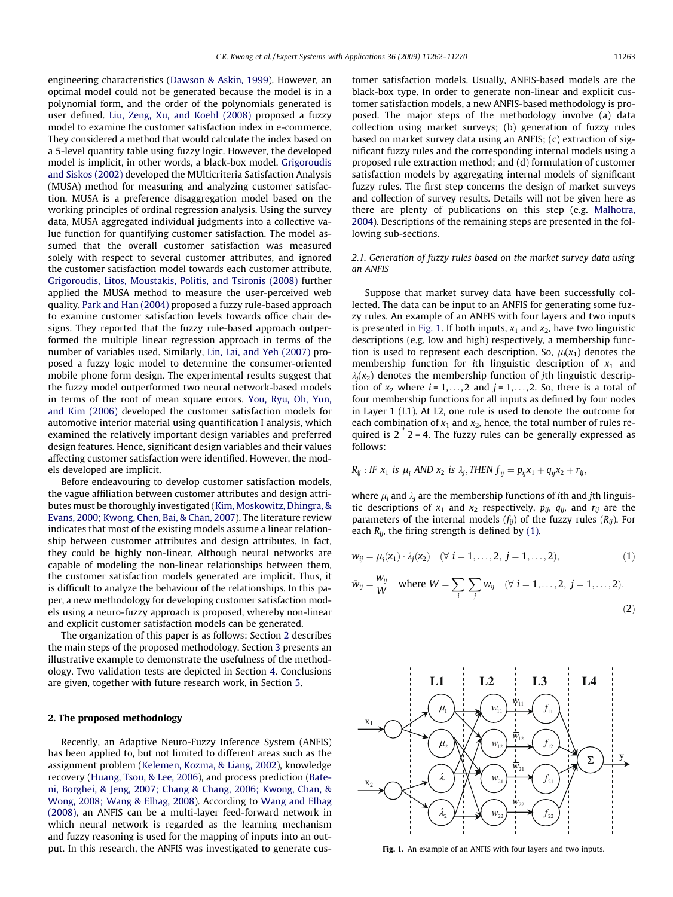engineering characteristics (Dawson & Askin, 1999). However, an optimal model could not be generated because the model is in a polynomial form, and the order of the polynomials generated is user defined. Liu, Zeng, Xu, and Koehl (2008) proposed a fuzzy model to examine the customer satisfaction index in e-commerce. They considered a method that would calculate the index based on a 5-level quantity table using fuzzy logic. However, the developed model is implicit, in other words, a black-box model. Grigoroudis and Siskos (2002) developed the MUlticriteria Satisfaction Analysis (MUSA) method for measuring and analyzing customer satisfaction. MUSA is a preference disaggregation model based on the working principles of ordinal regression analysis. Using the survey data, MUSA aggregated individual judgments into a collective value function for quantifying customer satisfaction. The model assumed that the overall customer satisfaction was measured solely with respect to several customer attributes, and ignored the customer satisfaction model towards each customer attribute. Grigoroudis, Litos, Moustakis, Politis, and Tsironis (2008) further applied the MUSA method to measure the user-perceived web quality. Park and Han (2004) proposed a fuzzy rule-based approach to examine customer satisfaction levels towards office chair designs. They reported that the fuzzy rule-based approach outperformed the multiple linear regression approach in terms of the number of variables used. Similarly, Lin, Lai, and Yeh (2007) proposed a fuzzy logic model to determine the consumer-oriented mobile phone form design. The experimental results suggest that the fuzzy model outperformed two neural network-based models in terms of the root of mean square errors. You, Ryu, Oh, Yun, and Kim (2006) developed the customer satisfaction models for automotive interior material using quantification I analysis, which examined the relatively important design variables and preferred design features. Hence, significant design variables and their values affecting customer satisfaction were identified. However, the models developed are implicit.

Before endeavouring to develop customer satisfaction models, the vague affiliation between customer attributes and design attributes must be thoroughly investigated (Kim, Moskowitz, Dhingra, & Evans, 2000; Kwong, Chen, Bai, & Chan, 2007). The literature review indicates that most of the existing models assume a linear relationship between customer attributes and design attributes. In fact, they could be highly non-linear. Although neural networks are capable of modeling the non-linear relationships between them, the customer satisfaction models generated are implicit. Thus, it is difficult to analyze the behaviour of the relationships. In this paper, a new methodology for developing customer satisfaction models using a neuro-fuzzy approach is proposed, whereby non-linear and explicit customer satisfaction models can be generated.

The organization of this paper is as follows: Section 2 describes the main steps of the proposed methodology. Section 3 presents an illustrative example to demonstrate the usefulness of the methodology. Two validation tests are depicted in Section 4. Conclusions are given, together with future research work, in Section 5.

## 2. The proposed methodology

Recently, an Adaptive Neuro-Fuzzy Inference System (ANFIS) has been applied to, but not limited to different areas such as the assignment problem (Kelemen, Kozma, & Liang, 2002), knowledge recovery (Huang, Tsou, & Lee, 2006), and process prediction (Bateni, Borghei, & Jeng, 2007; Chang & Chang, 2006; Kwong, Chan, & Wong, 2008; Wang & Elhag, 2008). According to Wang and Elhag (2008), an ANFIS can be a multi-layer feed-forward network in which neural network is regarded as the learning mechanism and fuzzy reasoning is used for the mapping of inputs into an output. In this research, the ANFIS was investigated to generate customer satisfaction models. Usually, ANFIS-based models are the black-box type. In order to generate non-linear and explicit customer satisfaction models, a new ANFIS-based methodology is proposed. The major steps of the methodology involve (a) data collection using market surveys; (b) generation of fuzzy rules based on market survey data using an ANFIS; (c) extraction of significant fuzzy rules and the corresponding internal models using a proposed rule extraction method; and (d) formulation of customer satisfaction models by aggregating internal models of significant fuzzy rules. The first step concerns the design of market surveys and collection of survey results. Details will not be given here as there are plenty of publications on this step (e.g. Malhotra, 2004). Descriptions of the remaining steps are presented in the following sub-sections.

### 2.1. Generation of fuzzy rules based on the market survey data using an ANFIS

Suppose that market survey data have been successfully collected. The data can be input to an ANFIS for generating some fuzzy rules. An example of an ANFIS with four layers and two inputs is presented in Fig. 1. If both inputs, $x_1$ and $x_2$, have two linguistic descriptions (e.g. low and high) respectively, a membership function is used to represent each description. So, $\mu_i(x_1)$ denotes the membership function for $i$th linguistic description of $x_1$ and $\lambda_j(x_2)$ denotes the membership function of $j$th linguistic description of $x_2$ where $i = 1,\ldots,2$ and $j = 1,\ldots,2$. So, there is a total of four membership functions for all inputs as defined by four nodes in Layer 1 (L1). At L2, one rule is used to denote the outcome for each combination of $x_1$ and $x_2$, hence, the total number of rules required is $2 * 2 = 4$. The fuzzy rules can be generally expressed as follows:

$$R_{ij}: \textit{IF } x_1 \textit{ is } \mu_i \textit{ AND } x_2 \textit{ is } \lambda_j, \textit{THEN } f_{ij} = p_{ij}x_1 + q_{ij}x_2 + r_{ij},$$

where $\mu_i$ and $\lambda_j$ are the membership functions of $i$th and $j$th linguistic descriptions of $x_1$ and $x_2$ respectively, $p_{ij}$, $q_{ij}$, and $r_{ij}$ are the parameters of the internal models ($f_{ij}$) of the fuzzy rules ($R_{ij}$). For each $R_{ij}$, the firing strength is defined by (1).

$$w_{ij} = \mu_i(x_1) \cdot \lambda_j(x_2) \quad (\forall\ i = 1,\ldots,2,\ j = 1,\ldots,2), \tag{1}$$

$$\bar{w}_{ij} = \frac{w_{ij}}{W} \quad \text{where } W = \sum_i \sum_j w_{ij} \quad (\forall\ i = 1,\ldots,2,\ j = 1,\ldots,2). \tag{2}$$

Fig. 1. An example of an ANFIS with four layers and two inputs.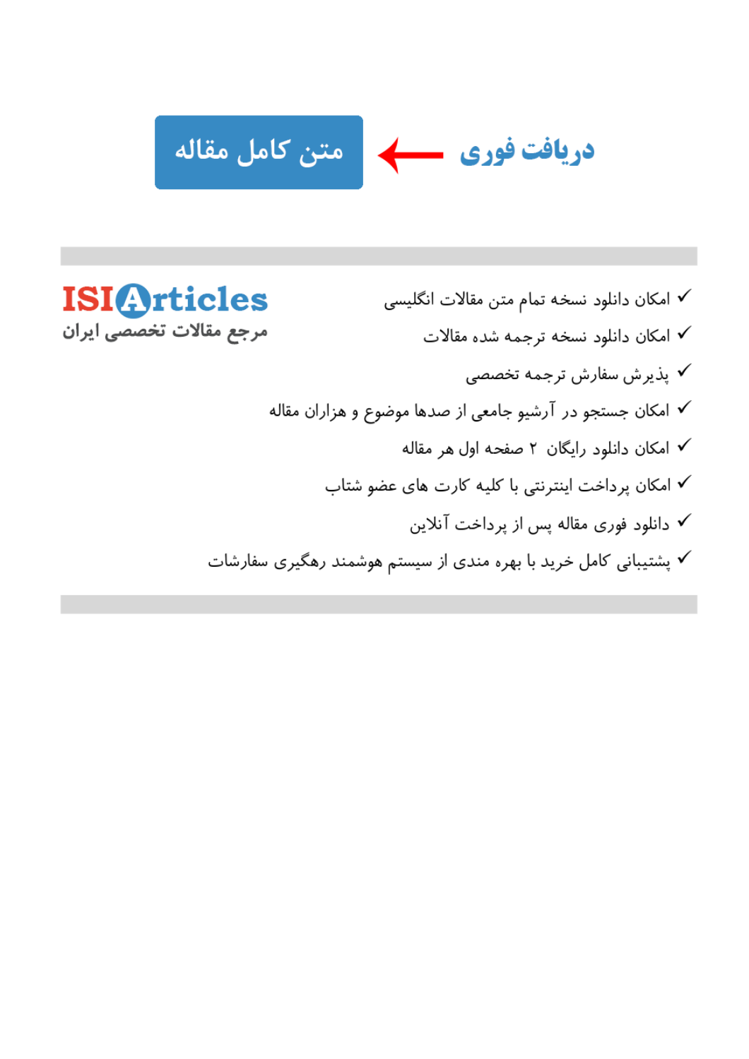دریافت فوری ← متن کامل مقاله

ISIArticles
مرجع مقالات تخصصی ایران

- ✓ امکان دانلود نسخه تمام متن مقالات انگلیسی
- ✓ امکان دانلود نسخه ترجمه شده مقالات
- ✓ پذیرش سفارش ترجمه تخصصی
- ✓ امکان جستجو در آرشیو جامعی از صدها موضوع و هزاران مقاله
- ✓ امکان دانلود رایگان ۲ صفحه اول هر مقاله
- ✓ امکان پرداخت اینترنتی با کلیه کارت های عضو شتاب
- ✓ دانلود فوری مقاله پس از پرداخت آنلاین
- ✓ پشتیبانی کامل خرید با بهره مندی از سیستم هوشمند رهگیری سفارشات